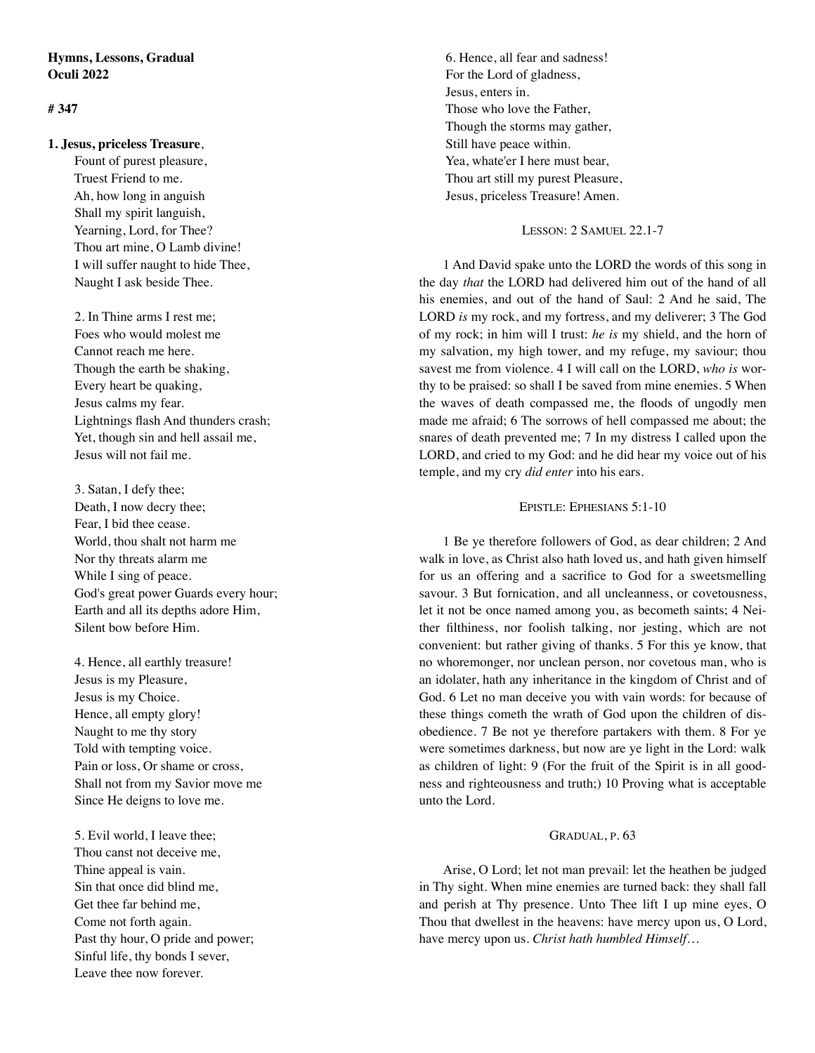**Hymns, Lessons, Gradual**
**Oculi 2022**

**# 347**

**1. Jesus, priceless Treasure**,
Fount of purest pleasure,
Truest Friend to me.
Ah, how long in anguish
Shall my spirit languish,
Yearning, Lord, for Thee?
Thou art mine, O Lamb divine!
I will suffer naught to hide Thee,
Naught I ask beside Thee.

2. In Thine arms I rest me;
Foes who would molest me
Cannot reach me here.
Though the earth be shaking,
Every heart be quaking,
Jesus calms my fear.
Lightnings flash And thunders crash;
Yet, though sin and hell assail me,
Jesus will not fail me.

3. Satan, I defy thee;
Death, I now decry thee;
Fear, I bid thee cease.
World, thou shalt not harm me
Nor thy threats alarm me
While I sing of peace.
God's great power Guards every hour;
Earth and all its depths adore Him,
Silent bow before Him.

4. Hence, all earthly treasure!
Jesus is my Pleasure,
Jesus is my Choice.
Hence, all empty glory!
Naught to me thy story
Told with tempting voice.
Pain or loss, Or shame or cross,
Shall not from my Savior move me
Since He deigns to love me.

5. Evil world, I leave thee;
Thou canst not deceive me,
Thine appeal is vain.
Sin that once did blind me,
Get thee far behind me,
Come not forth again.
Past thy hour, O pride and power;
Sinful life, thy bonds I sever,
Leave thee now forever.

6. Hence, all fear and sadness!
For the Lord of gladness,
Jesus, enters in.
Those who love the Father,
Though the storms may gather,
Still have peace within.
Yea, whate'er I here must bear,
Thou art still my purest Pleasure,
Jesus, priceless Treasure! Amen.

LESSON: 2 SAMUEL 22.1-7

1 And David spake unto the LORD the words of this song in the day *that* the LORD had delivered him out of the hand of all his enemies, and out of the hand of Saul: 2 And he said, The LORD *is* my rock, and my fortress, and my deliverer; 3 The God of my rock; in him will I trust: *he is* my shield, and the horn of my salvation, my high tower, and my refuge, my saviour; thou savest me from violence. 4 I will call on the LORD, *who is* worthy to be praised: so shall I be saved from mine enemies. 5 When the waves of death compassed me, the floods of ungodly men made me afraid; 6 The sorrows of hell compassed me about; the snares of death prevented me; 7 In my distress I called upon the LORD, and cried to my God: and he did hear my voice out of his temple, and my cry *did enter* into his ears.

EPISTLE: EPHESIANS 5:1-10

1 Be ye therefore followers of God, as dear children; 2 And walk in love, as Christ also hath loved us, and hath given himself for us an offering and a sacrifice to God for a sweetsmelling savour. 3 But fornication, and all uncleanness, or covetousness, let it not be once named among you, as becometh saints; 4 Neither filthiness, nor foolish talking, nor jesting, which are not convenient: but rather giving of thanks. 5 For this ye know, that no whoremonger, nor unclean person, nor covetous man, who is an idolater, hath any inheritance in the kingdom of Christ and of God. 6 Let no man deceive you with vain words: for because of these things cometh the wrath of God upon the children of disobedience. 7 Be not ye therefore partakers with them. 8 For ye were sometimes darkness, but now are ye light in the Lord: walk as children of light: 9 (For the fruit of the Spirit is in all goodness and righteousness and truth;) 10 Proving what is acceptable unto the Lord.

GRADUAL, P. 63

Arise, O Lord; let not man prevail: let the heathen be judged in Thy sight. When mine enemies are turned back: they shall fall and perish at Thy presence. Unto Thee lift I up mine eyes, O Thou that dwellest in the heavens: have mercy upon us, O Lord, have mercy upon us. *Christ hath humbled Himself…*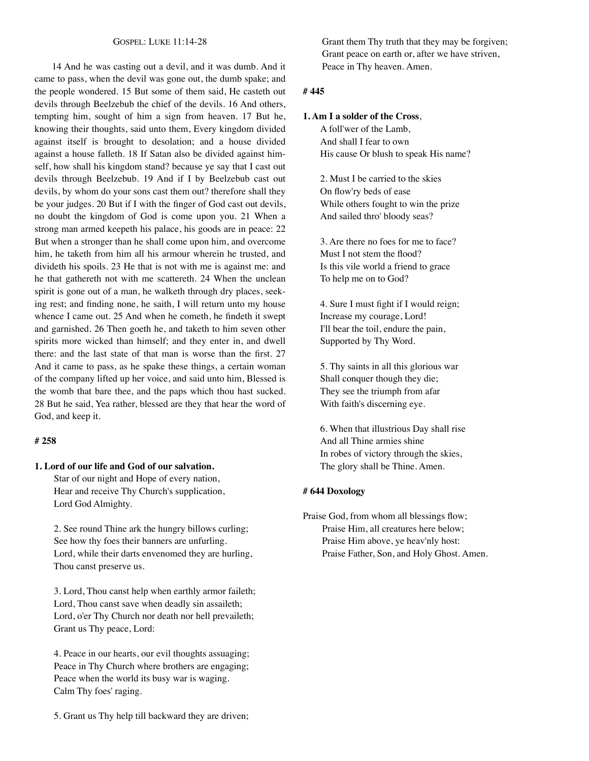Gospel: Luke 11:14-28

14 And he was casting out a devil, and it was dumb. And it came to pass, when the devil was gone out, the dumb spake; and the people wondered. 15 But some of them said, He casteth out devils through Beelzebub the chief of the devils. 16 And others, tempting him, sought of him a sign from heaven. 17 But he, knowing their thoughts, said unto them, Every kingdom divided against itself is brought to desolation; and a house divided against a house falleth. 18 If Satan also be divided against himself, how shall his kingdom stand? because ye say that I cast out devils through Beelzebub. 19 And if I by Beelzebub cast out devils, by whom do your sons cast them out? therefore shall they be your judges. 20 But if I with the finger of God cast out devils, no doubt the kingdom of God is come upon you. 21 When a strong man armed keepeth his palace, his goods are in peace: 22 But when a stronger than he shall come upon him, and overcome him, he taketh from him all his armour wherein he trusted, and divideth his spoils. 23 He that is not with me is against me: and he that gathereth not with me scattereth. 24 When the unclean spirit is gone out of a man, he walketh through dry places, seeking rest; and finding none, he saith, I will return unto my house whence I came out. 25 And when he cometh, he findeth it swept and garnished. 26 Then goeth he, and taketh to him seven other spirits more wicked than himself; and they enter in, and dwell there: and the last state of that man is worse than the first. 27 And it came to pass, as he spake these things, a certain woman of the company lifted up her voice, and said unto him, Blessed is the womb that bare thee, and the paps which thou hast sucked. 28 But he said, Yea rather, blessed are they that hear the word of God, and keep it.

**# 258**

**1. Lord of our life and God of our salvation.**
Star of our night and Hope of every nation,
Hear and receive Thy Church's supplication,
Lord God Almighty.

2. See round Thine ark the hungry billows curling;
See how thy foes their banners are unfurling.
Lord, while their darts envenomed they are hurling,
Thou canst preserve us.

3. Lord, Thou canst help when earthly armor faileth;
Lord, Thou canst save when deadly sin assaileth;
Lord, o'er Thy Church nor death nor hell prevaileth;
Grant us Thy peace, Lord:

4. Peace in our hearts, our evil thoughts assuaging;
Peace in Thy Church where brothers are engaging;
Peace when the world its busy war is waging.
Calm Thy foes' raging.

5. Grant us Thy help till backward they are driven;
Grant them Thy truth that they may be forgiven;
Grant peace on earth or, after we have striven,
Peace in Thy heaven. Amen.

**# 445**

**1. Am I a solder of the Cross**,
A foll'wer of the Lamb,
And shall I fear to own
His cause Or blush to speak His name?

2. Must I be carried to the skies
On flow'ry beds of ease
While others fought to win the prize
And sailed thro' bloody seas?

3. Are there no foes for me to face?
Must I not stem the flood?
Is this vile world a friend to grace
To help me on to God?

4. Sure I must fight if I would reign;
Increase my courage, Lord!
I'll bear the toil, endure the pain,
Supported by Thy Word.

5. Thy saints in all this glorious war
Shall conquer though they die;
They see the triumph from afar
With faith's discerning eye.

6. When that illustrious Day shall rise
And all Thine armies shine
In robes of victory through the skies,
The glory shall be Thine. Amen.

**# 644 Doxology**

Praise God, from whom all blessings flow;
Praise Him, all creatures here below;
Praise Him above, ye heav'nly host:
Praise Father, Son, and Holy Ghost. Amen.